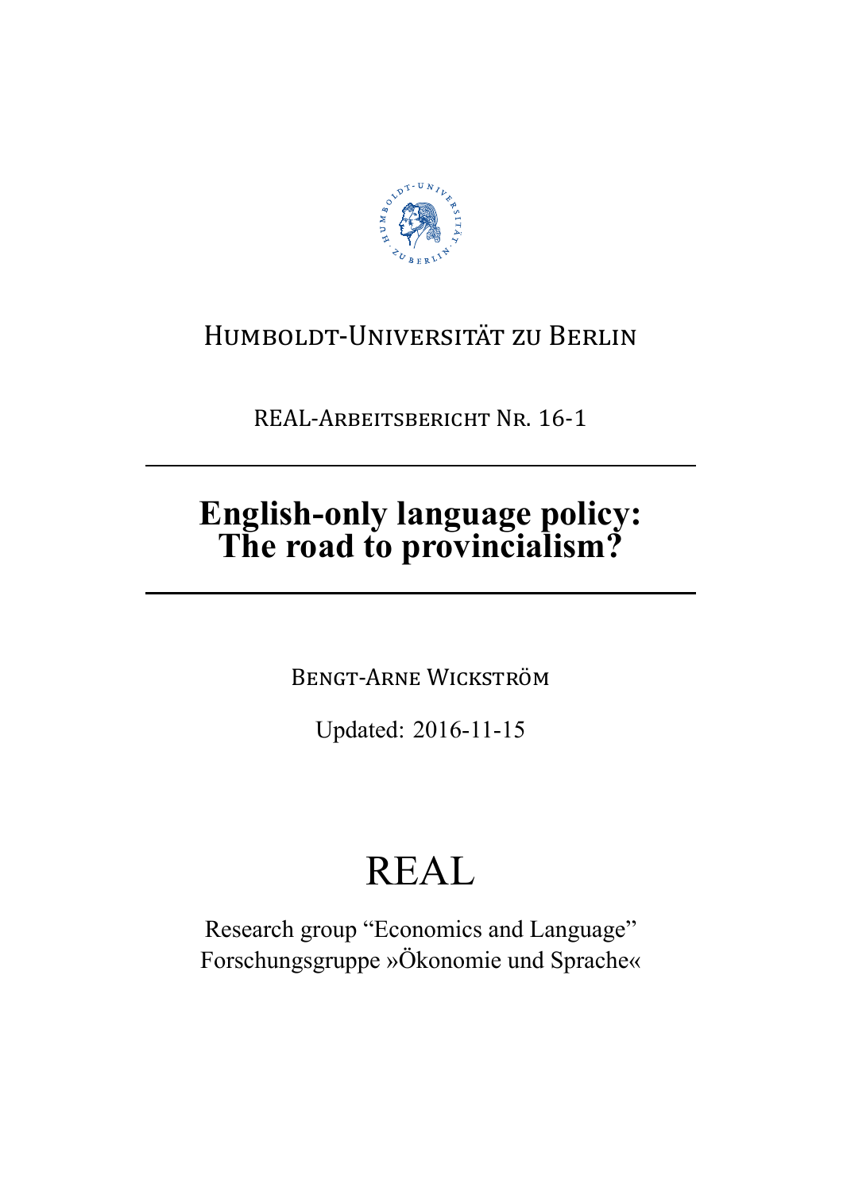Humboldt-Universität zu Berlin

REAL-Arbeitsbericht Nr. 16-1

# English-only language policy: The road to provincialism?

Bengt-Arne Wickström

Updated: 2016-11-15

REAL

Research group "Economics and Language"
Forschungsgruppe »Ökonomie und Sprache«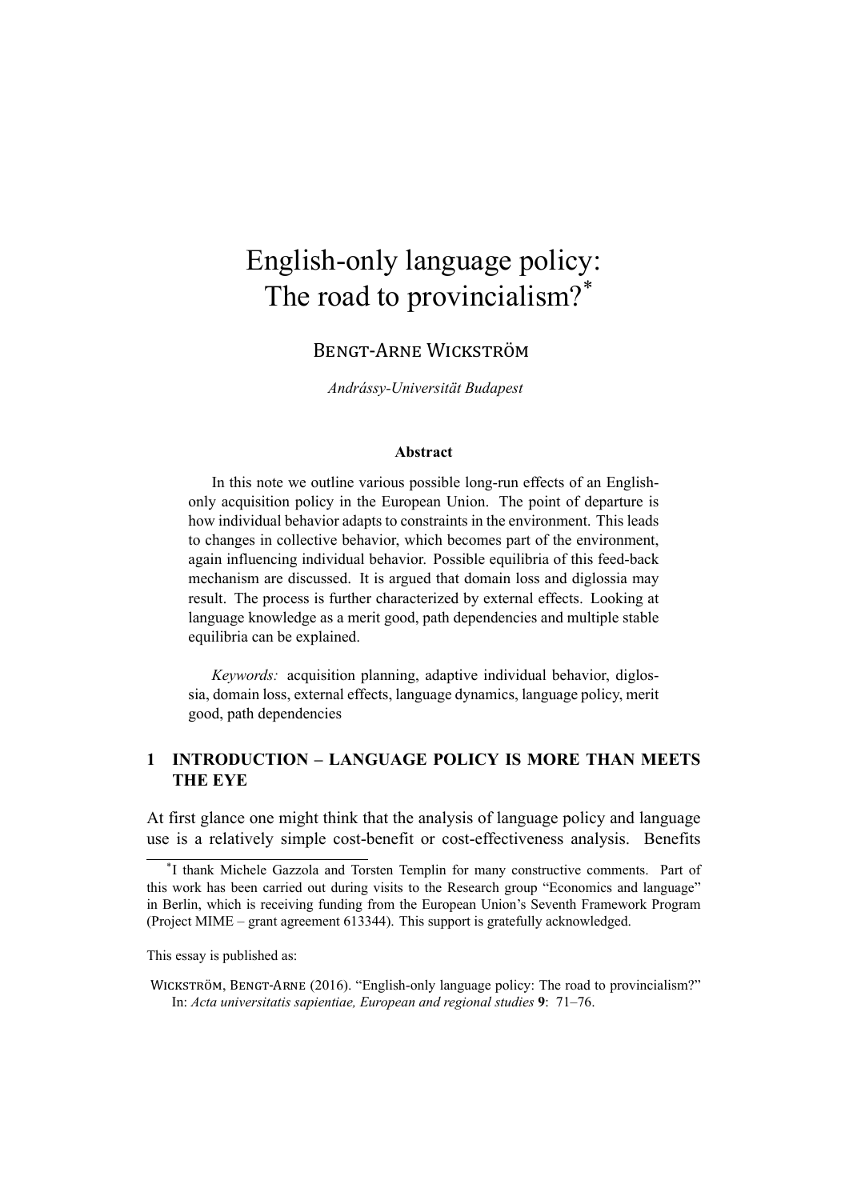# English-only language policy: The road to provincialism?[*]

BENGT-ARNE WICKSTRÖM

*Andrássy-Universität Budapest*

### Abstract

In this note we outline various possible long-run effects of an English-only acquisition policy in the European Union. The point of departure is how individual behavior adapts to constraints in the environment. This leads to changes in collective behavior, which becomes part of the environment, again influencing individual behavior. Possible equilibria of this feed-back mechanism are discussed. It is argued that domain loss and diglossia may result. The process is further characterized by external effects. Looking at language knowledge as a merit good, path dependencies and multiple stable equilibria can be explained.

*Keywords:* acquisition planning, adaptive individual behavior, diglossia, domain loss, external effects, language dynamics, language policy, merit good, path dependencies

## 1 INTRODUCTION – LANGUAGE POLICY IS MORE THAN MEETS THE EYE

At first glance one might think that the analysis of language policy and language use is a relatively simple cost-benefit or cost-effectiveness analysis. Benefits

---

[*] I thank Michele Gazzola and Torsten Templin for many constructive comments. Part of this work has been carried out during visits to the Research group "Economics and language" in Berlin, which is receiving funding from the European Union's Seventh Framework Program (Project MIME – grant agreement 613344). This support is gratefully acknowledged.

This essay is published as:

WICKSTRÖM, BENGT-ARNE (2016). "English-only language policy: The road to provincialism?" In: *Acta universitatis sapientiae, European and regional studies* **9**: 71–76.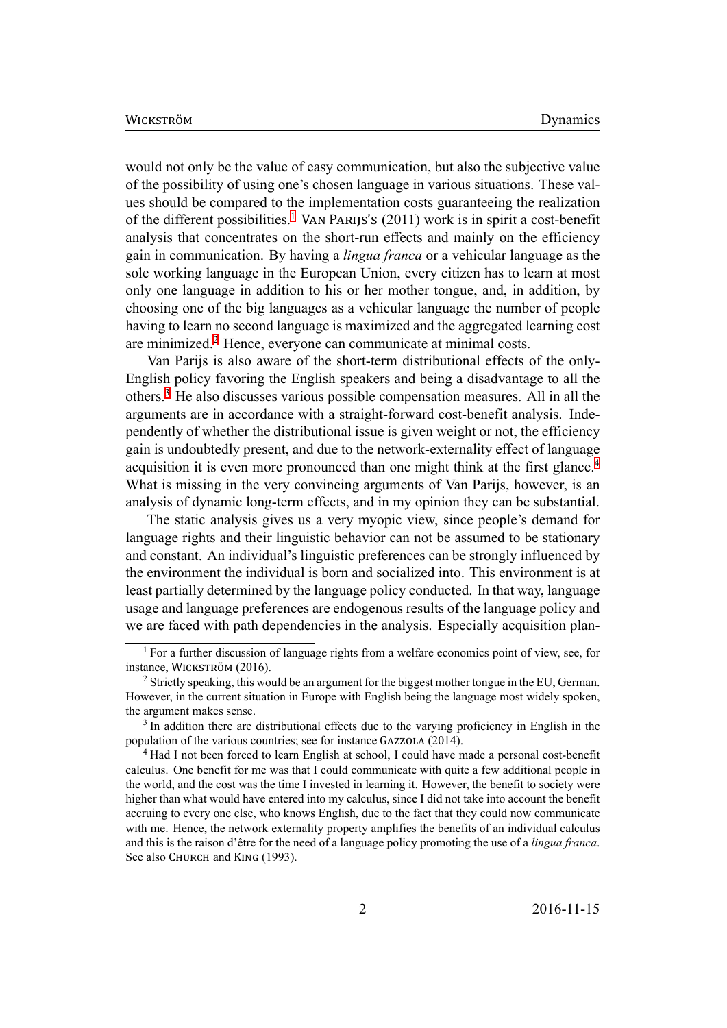would not only be the value of easy communication, but also the subjective value of the possibility of using one's chosen language in various situations. These values should be compared to the implementation costs guaranteeing the realization of the different possibilities.[1] Van Parijs's (2011) work is in spirit a cost-benefit analysis that concentrates on the short-run effects and mainly on the efficiency gain in communication. By having a *lingua franca* or a vehicular language as the sole working language in the European Union, every citizen has to learn at most only one language in addition to his or her mother tongue, and, in addition, by choosing one of the big languages as a vehicular language the number of people having to learn no second language is maximized and the aggregated learning cost are minimized.[2] Hence, everyone can communicate at minimal costs.

Van Parijs is also aware of the short-term distributional effects of the only-English policy favoring the English speakers and being a disadvantage to all the others.[3] He also discusses various possible compensation measures. All in all the arguments are in accordance with a straight-forward cost-benefit analysis. Independently of whether the distributional issue is given weight or not, the efficiency gain is undoubtedly present, and due to the network-externality effect of language acquisition it is even more pronounced than one might think at the first glance.[4] What is missing in the very convincing arguments of Van Parijs, however, is an analysis of dynamic long-term effects, and in my opinion they can be substantial.

The static analysis gives us a very myopic view, since people's demand for language rights and their linguistic behavior can not be assumed to be stationary and constant. An individual's linguistic preferences can be strongly influenced by the environment the individual is born and socialized into. This environment is at least partially determined by the language policy conducted. In that way, language usage and language preferences are endogenous results of the language policy and we are faced with path dependencies in the analysis. Especially acquisition plan-

---

[1] For a further discussion of language rights from a welfare economics point of view, see, for instance, Wickström (2016).

[2] Strictly speaking, this would be an argument for the biggest mother tongue in the EU, German. However, in the current situation in Europe with English being the language most widely spoken, the argument makes sense.

[3] In addition there are distributional effects due to the varying proficiency in English in the population of the various countries; see for instance Gazzola (2014).

[4] Had I not been forced to learn English at school, I could have made a personal cost-benefit calculus. One benefit for me was that I could communicate with quite a few additional people in the world, and the cost was the time I invested in learning it. However, the benefit to society were higher than what would have entered into my calculus, since I did not take into account the benefit accruing to every one else, who knows English, due to the fact that they could now communicate with me. Hence, the network externality property amplifies the benefits of an individual calculus and this is the raison d'être for the need of a language policy promoting the use of a *lingua franca*. See also Church and King (1993).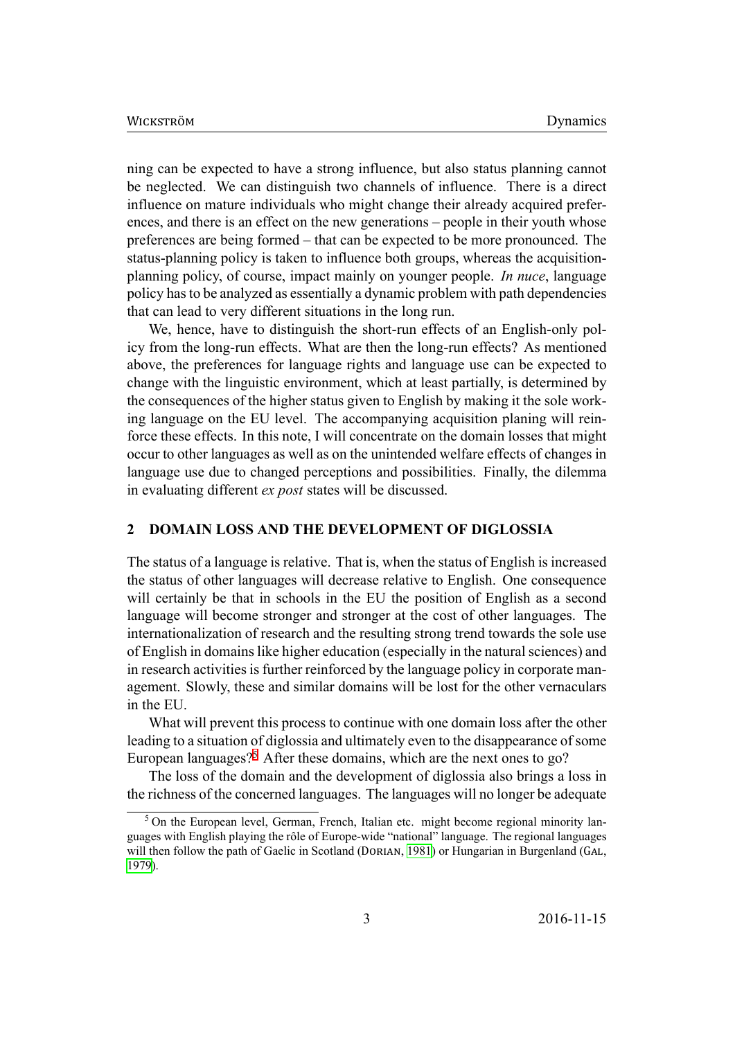ning can be expected to have a strong influence, but also status planning cannot be neglected. We can distinguish two channels of influence. There is a direct influence on mature individuals who might change their already acquired preferences, and there is an effect on the new generations – people in their youth whose preferences are being formed – that can be expected to be more pronounced. The status-planning policy is taken to influence both groups, whereas the acquisition-planning policy, of course, impact mainly on younger people. *In nuce*, language policy has to be analyzed as essentially a dynamic problem with path dependencies that can lead to very different situations in the long run.

We, hence, have to distinguish the short-run effects of an English-only policy from the long-run effects. What are then the long-run effects? As mentioned above, the preferences for language rights and language use can be expected to change with the linguistic environment, which at least partially, is determined by the consequences of the higher status given to English by making it the sole working language on the EU level. The accompanying acquisition planing will reinforce these effects. In this note, I will concentrate on the domain losses that might occur to other languages as well as on the unintended welfare effects of changes in language use due to changed perceptions and possibilities. Finally, the dilemma in evaluating different *ex post* states will be discussed.

## 2 DOMAIN LOSS AND THE DEVELOPMENT OF DIGLOSSIA

The status of a language is relative. That is, when the status of English is increased the status of other languages will decrease relative to English. One consequence will certainly be that in schools in the EU the position of English as a second language will become stronger and stronger at the cost of other languages. The internationalization of research and the resulting strong trend towards the sole use of English in domains like higher education (especially in the natural sciences) and in research activities is further reinforced by the language policy in corporate management. Slowly, these and similar domains will be lost for the other vernaculars in the EU.

What will prevent this process to continue with one domain loss after the other leading to a situation of diglossia and ultimately even to the disappearance of some European languages?[5] After these domains, which are the next ones to go?

The loss of the domain and the development of diglossia also brings a loss in the richness of the concerned languages. The languages will no longer be adequate

---

[5] On the European level, German, French, Italian etc. might become regional minority languages with English playing the rôle of Europe-wide "national" language. The regional languages will then follow the path of Gaelic in Scotland (Dorian, 1981) or Hungarian in Burgenland (Gal, 1979).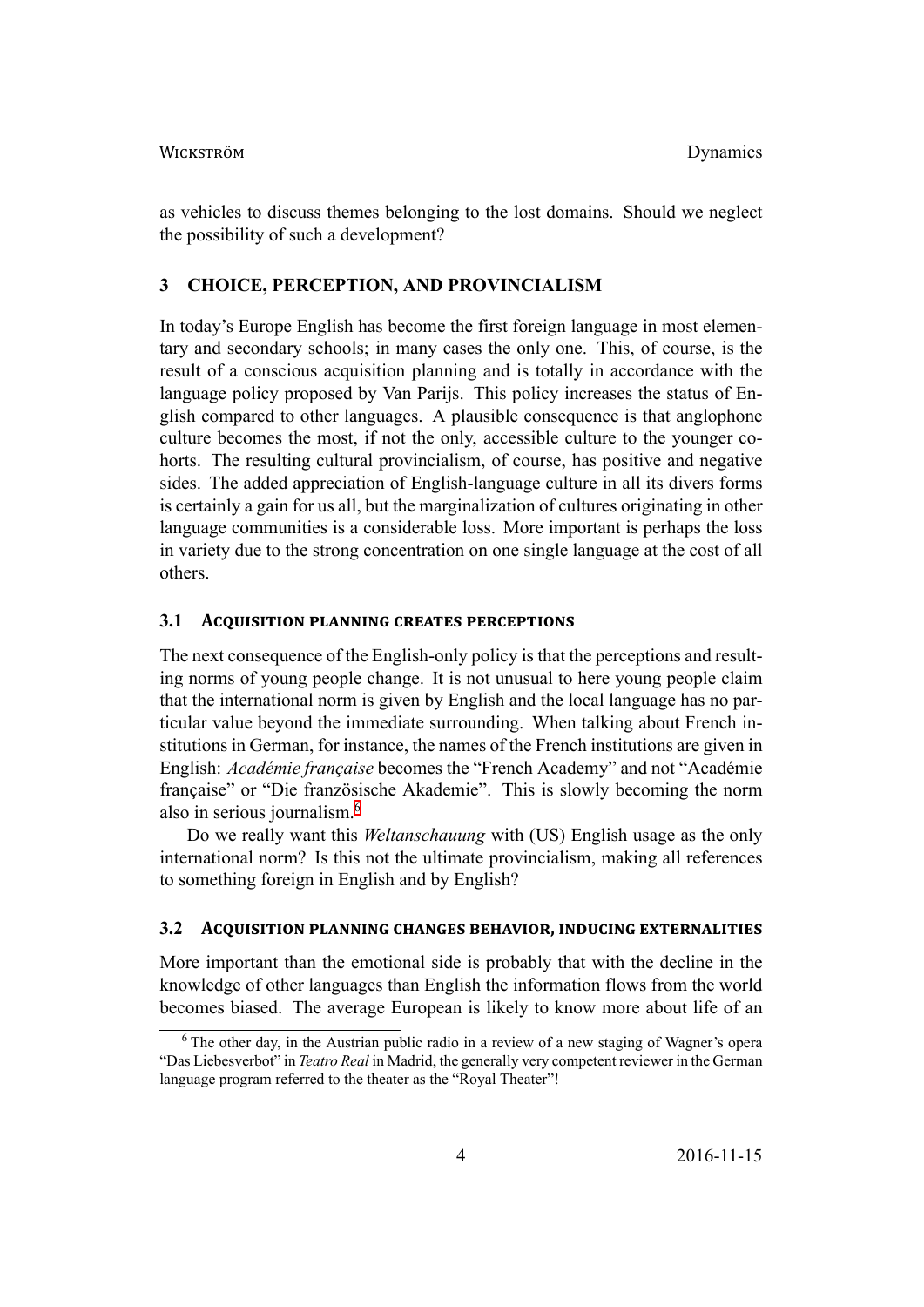as vehicles to discuss themes belonging to the lost domains. Should we neglect the possibility of such a development?

## 3 CHOICE, PERCEPTION, AND PROVINCIALISM

In today's Europe English has become the first foreign language in most elementary and secondary schools; in many cases the only one. This, of course, is the result of a conscious acquisition planning and is totally in accordance with the language policy proposed by Van Parijs. This policy increases the status of English compared to other languages. A plausible consequence is that anglophone culture becomes the most, if not the only, accessible culture to the younger cohorts. The resulting cultural provincialism, of course, has positive and negative sides. The added appreciation of English-language culture in all its divers forms is certainly a gain for us all, but the marginalization of cultures originating in other language communities is a considerable loss. More important is perhaps the loss in variety due to the strong concentration on one single language at the cost of all others.

### 3.1 Acquisition planning creates perceptions

The next consequence of the English-only policy is that the perceptions and resulting norms of young people change. It is not unusual to here young people claim that the international norm is given by English and the local language has no particular value beyond the immediate surrounding. When talking about French institutions in German, for instance, the names of the French institutions are given in English: *Académie française* becomes the "French Academy" and not "Académie française" or "Die französische Akademie". This is slowly becoming the norm also in serious journalism.[6]

Do we really want this *Weltanschauung* with (US) English usage as the only international norm? Is this not the ultimate provincialism, making all references to something foreign in English and by English?

### 3.2 Acquisition planning changes behavior, inducing externalities

More important than the emotional side is probably that with the decline in the knowledge of other languages than English the information flows from the world becomes biased. The average European is likely to know more about life of an

[6] The other day, in the Austrian public radio in a review of a new staging of Wagner's opera "Das Liebesverbot" in *Teatro Real* in Madrid, the generally very competent reviewer in the German language program referred to the theater as the "Royal Theater"!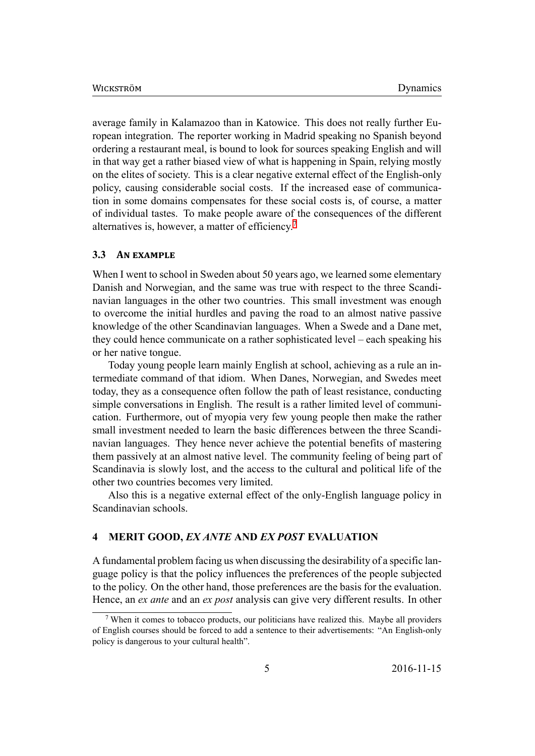average family in Kalamazoo than in Katowice. This does not really further European integration. The reporter working in Madrid speaking no Spanish beyond ordering a restaurant meal, is bound to look for sources speaking English and will in that way get a rather biased view of what is happening in Spain, relying mostly on the elites of society. This is a clear negative external effect of the English-only policy, causing considerable social costs. If the increased ease of communication in some domains compensates for these social costs is, of course, a matter of individual tastes. To make people aware of the consequences of the different alternatives is, however, a matter of efficiency.[7]

### 3.3 An example

When I went to school in Sweden about 50 years ago, we learned some elementary Danish and Norwegian, and the same was true with respect to the three Scandinavian languages in the other two countries. This small investment was enough to overcome the initial hurdles and paving the road to an almost native passive knowledge of the other Scandinavian languages. When a Swede and a Dane met, they could hence communicate on a rather sophisticated level – each speaking his or her native tongue.

Today young people learn mainly English at school, achieving as a rule an intermediate command of that idiom. When Danes, Norwegian, and Swedes meet today, they as a consequence often follow the path of least resistance, conducting simple conversations in English. The result is a rather limited level of communication. Furthermore, out of myopia very few young people then make the rather small investment needed to learn the basic differences between the three Scandinavian languages. They hence never achieve the potential benefits of mastering them passively at an almost native level. The community feeling of being part of Scandinavia is slowly lost, and the access to the cultural and political life of the other two countries becomes very limited.

Also this is a negative external effect of the only-English language policy in Scandinavian schools.

## 4 MERIT GOOD, *EX ANTE* AND *EX POST* EVALUATION

A fundamental problem facing us when discussing the desirability of a specific language policy is that the policy influences the preferences of the people subjected to the policy. On the other hand, those preferences are the basis for the evaluation. Hence, an *ex ante* and an *ex post* analysis can give very different results. In other

[7] When it comes to tobacco products, our politicians have realized this. Maybe all providers of English courses should be forced to add a sentence to their advertisements: "An English-only policy is dangerous to your cultural health".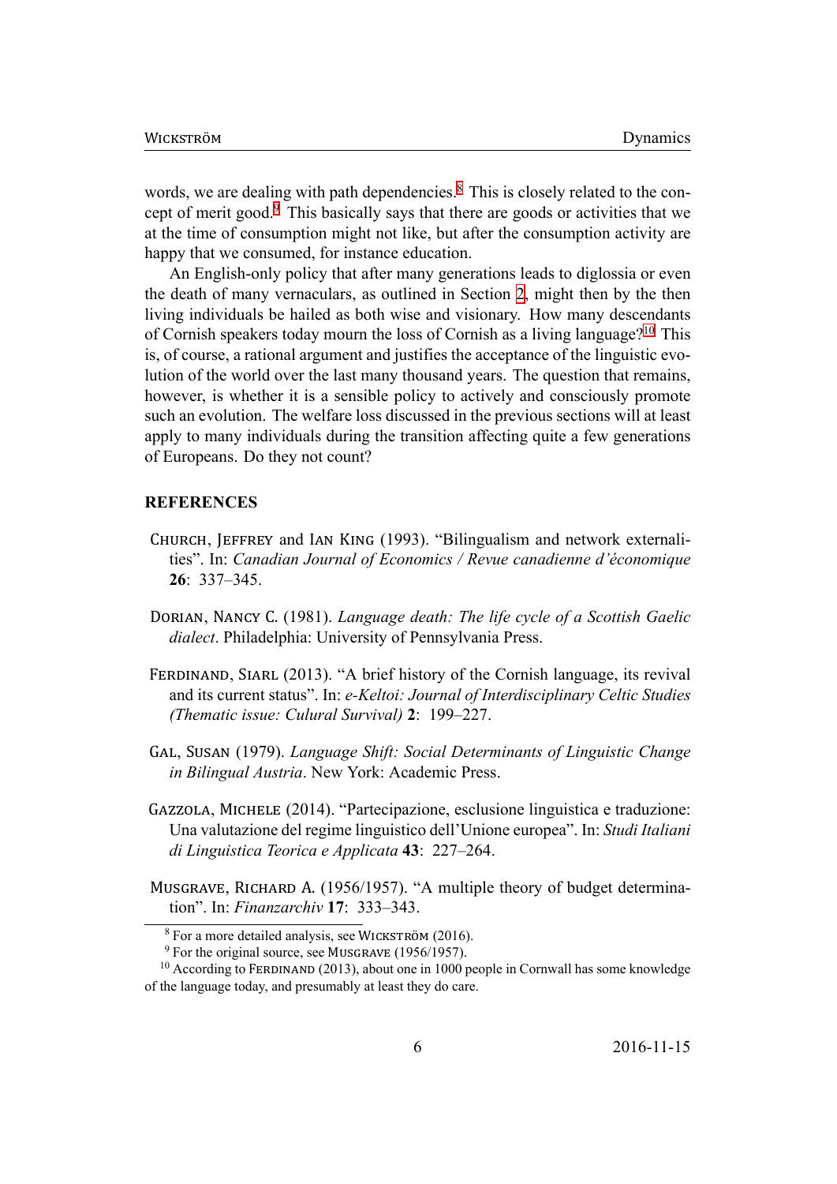words, we are dealing with path dependencies.[8] This is closely related to the concept of merit good.[9] This basically says that there are goods or activities that we at the time of consumption might not like, but after the consumption activity are happy that we consumed, for instance education.

An English-only policy that after many generations leads to diglossia or even the death of many vernaculars, as outlined in Section 2, might then by the then living individuals be hailed as both wise and visionary. How many descendants of Cornish speakers today mourn the loss of Cornish as a living language?[10] This is, of course, a rational argument and justifies the acceptance of the linguistic evolution of the world over the last many thousand years. The question that remains, however, is whether it is a sensible policy to actively and consciously promote such an evolution. The welfare loss discussed in the previous sections will at least apply to many individuals during the transition affecting quite a few generations of Europeans. Do they not count?

## REFERENCES

Church, Jeffrey and Ian King (1993). "Bilingualism and network externalities". In: *Canadian Journal of Economics / Revue canadienne d'économique* **26**: 337–345.

Dorian, Nancy C. (1981). *Language death: The life cycle of a Scottish Gaelic dialect*. Philadelphia: University of Pennsylvania Press.

Ferdinand, Siarl (2013). "A brief history of the Cornish language, its revival and its current status". In: *e-Keltoi: Journal of Interdisciplinary Celtic Studies (Thematic issue: Culural Survival)* **2**: 199–227.

Gal, Susan (1979). *Language Shift: Social Determinants of Linguistic Change in Bilingual Austria*. New York: Academic Press.

Gazzola, Michele (2014). "Partecipazione, esclusione linguistica e traduzione: Una valutazione del regime linguistico dell'Unione europea". In: *Studi Italiani di Linguistica Teorica e Applicata* **43**: 227–264.

Musgrave, Richard A. (1956/1957). "A multiple theory of budget determination". In: *Finanzarchiv* **17**: 333–343.

---

[8] For a more detailed analysis, see Wickström (2016).

[9] For the original source, see Musgrave (1956/1957).

[10] According to Ferdinand (2013), about one in 1000 people in Cornwall has some knowledge of the language today, and presumably at least they do care.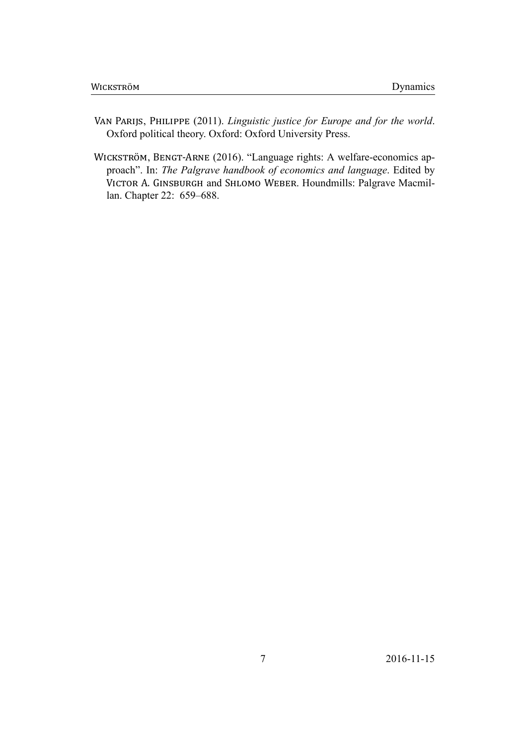Van Parijs, Philippe (2011). *Linguistic justice for Europe and for the world*. Oxford political theory. Oxford: Oxford University Press.

Wickström, Bengt-Arne (2016). “Language rights: A welfare-economics approach”. In: *The Palgrave handbook of economics and language*. Edited by Victor A. Ginsburgh and Shlomo Weber. Houndmills: Palgrave Macmillan. Chapter 22: 659–688.